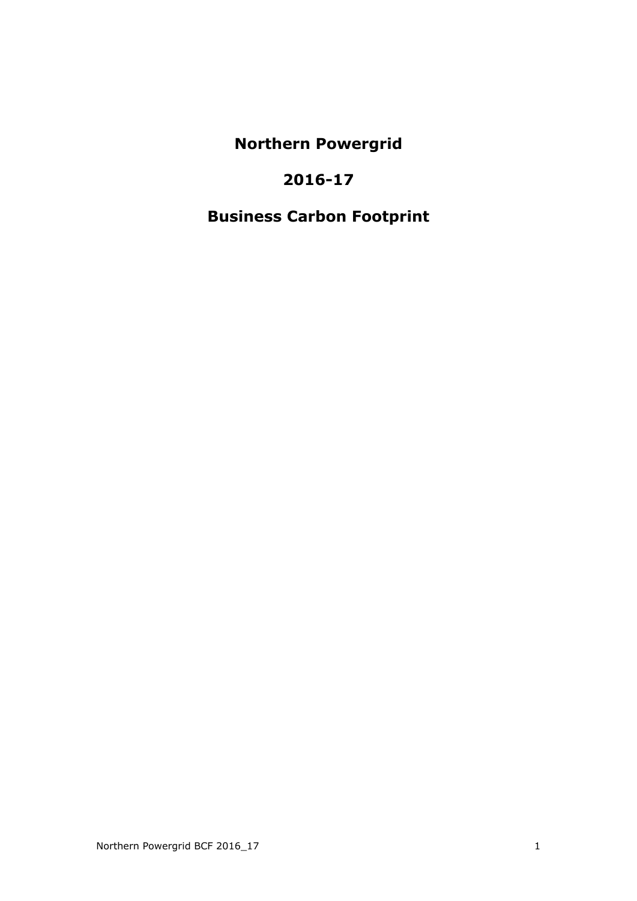# Northern Powergrid

# 2016-17

# Business Carbon Footprint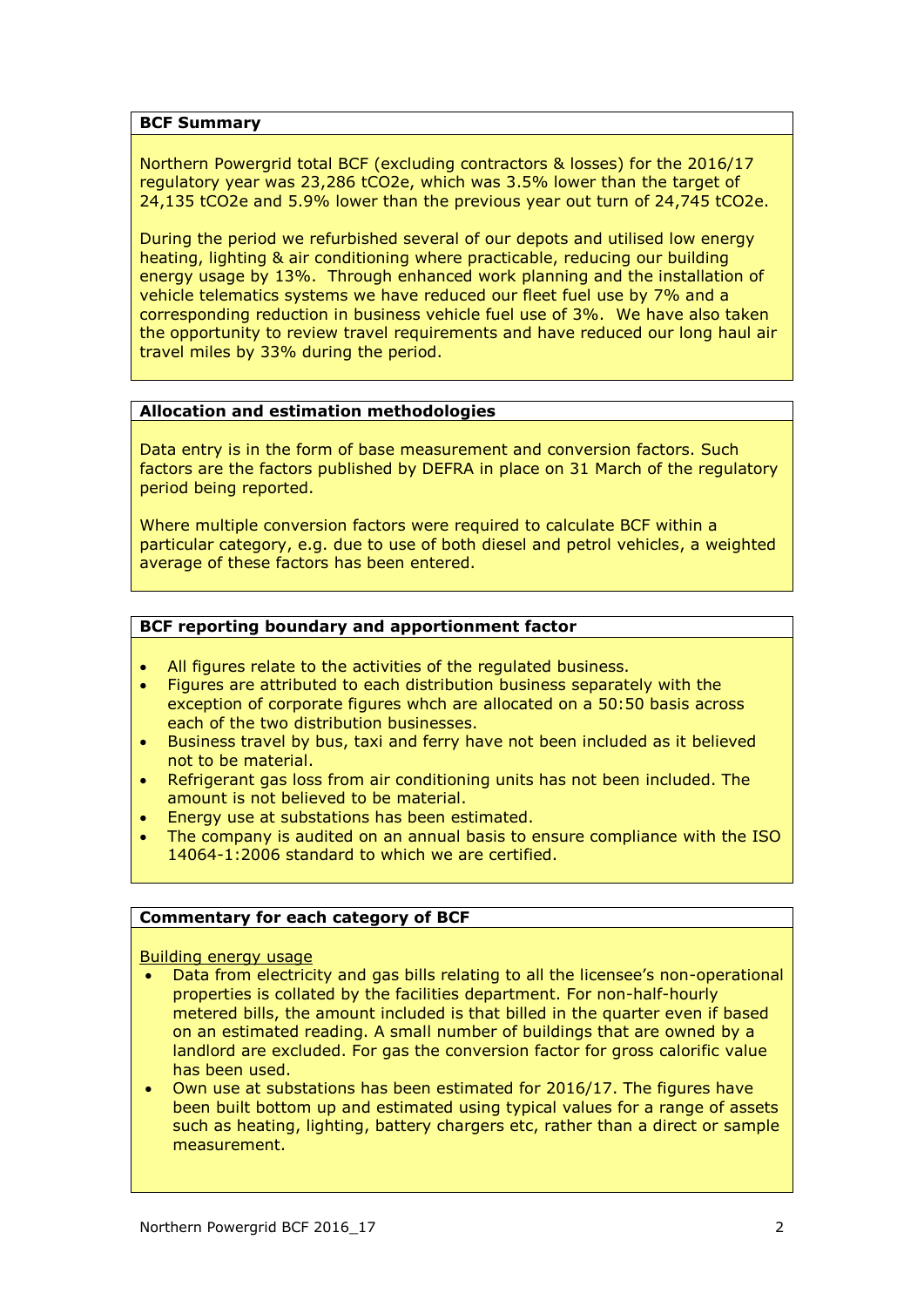## BCF Summary

Northern Powergrid total BCF (excluding contractors & losses) for the 2016/17 regulatory year was 23,286 $tCO_2e$, which was 3.5% lower than the target of 24,135 $tCO_2e$ and 5.9% lower than the previous year out turn of 24,745 $tCO_2e$.

During the period we refurbished several of our depots and utilised low energy heating, lighting & air conditioning where practicable, reducing our building energy usage by 13%. Through enhanced work planning and the installation of vehicle telematics systems we have reduced our fleet fuel use by 7% and a corresponding reduction in business vehicle fuel use of 3%. We have also taken the opportunity to review travel requirements and have reduced our long haul air travel miles by 33% during the period.

## Allocation and estimation methodologies

Data entry is in the form of base measurement and conversion factors. Such factors are the factors published by DEFRA in place on 31 March of the regulatory period being reported.

Where multiple conversion factors were required to calculate BCF within a particular category, e.g. due to use of both diesel and petrol vehicles, a weighted average of these factors has been entered.

## BCF reporting boundary and apportionment factor

- All figures relate to the activities of the regulated business.
- Figures are attributed to each distribution business separately with the exception of corporate figures whch are allocated on a 50:50 basis across each of the two distribution businesses.
- Business travel by bus, taxi and ferry have not been included as it believed not to be material.
- Refrigerant gas loss from air conditioning units has not been included. The amount is not believed to be material.
- Energy use at substations has been estimated.
- The company is audited on an annual basis to ensure compliance with the ISO 14064-1:2006 standard to which we are certified.

## Commentary for each category of BCF

Building energy usage

- Data from electricity and gas bills relating to all the licensee's non-operational properties is collated by the facilities department. For non-half-hourly metered bills, the amount included is that billed in the quarter even if based on an estimated reading. A small number of buildings that are owned by a landlord are excluded. For gas the conversion factor for gross calorific value has been used.
- Own use at substations has been estimated for 2016/17. The figures have been built bottom up and estimated using typical values for a range of assets such as heating, lighting, battery chargers etc, rather than a direct or sample measurement.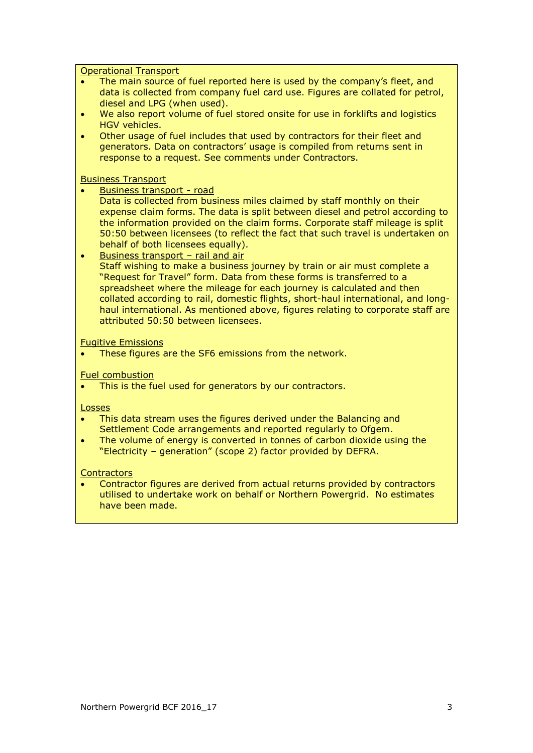Operational Transport

- The main source of fuel reported here is used by the company's fleet, and data is collected from company fuel card use. Figures are collated for petrol, diesel and LPG (when used).
- We also report volume of fuel stored onsite for use in forklifts and logistics HGV vehicles.
- Other usage of fuel includes that used by contractors for their fleet and generators. Data on contractors' usage is compiled from returns sent in response to a request. See comments under Contractors.

Business Transport

- Business transport - road
  Data is collected from business miles claimed by staff monthly on their expense claim forms. The data is split between diesel and petrol according to the information provided on the claim forms. Corporate staff mileage is split 50:50 between licensees (to reflect the fact that such travel is undertaken on behalf of both licensees equally).
- Business transport – rail and air
  Staff wishing to make a business journey by train or air must complete a "Request for Travel" form. Data from these forms is transferred to a spreadsheet where the mileage for each journey is calculated and then collated according to rail, domestic flights, short-haul international, and long-haul international. As mentioned above, figures relating to corporate staff are attributed 50:50 between licensees.

Fugitive Emissions

- These figures are the SF6 emissions from the network.

Fuel combustion

- This is the fuel used for generators by our contractors.

Losses

- This data stream uses the figures derived under the Balancing and Settlement Code arrangements and reported regularly to Ofgem.
- The volume of energy is converted in tonnes of carbon dioxide using the "Electricity – generation" (scope 2) factor provided by DEFRA.

Contractors

- Contractor figures are derived from actual returns provided by contractors utilised to undertake work on behalf or Northern Powergrid. No estimates have been made.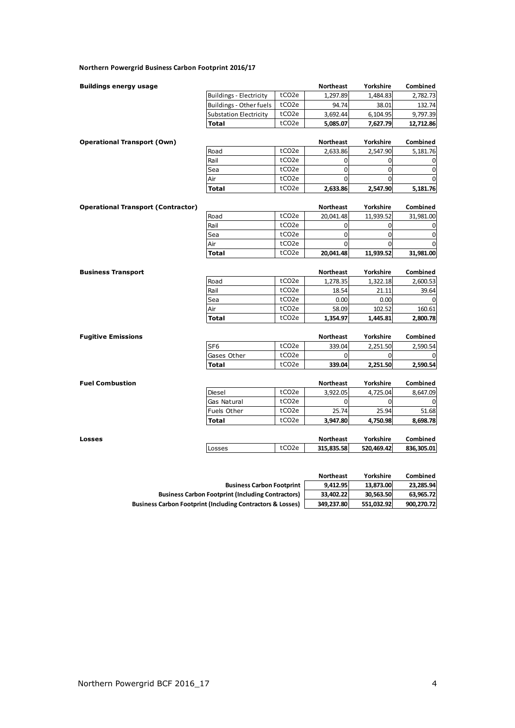**Northern Powergrid Business Carbon Footprint 2016/17**

**Buildings energy usage**

| | | Northeast | Yorkshire | Combined |
|---|---|---|---|---|
| Buildings - Electricity | $tCO_2e$ | 1,297.89 | 1,484.83 | 2,782.73 |
| Buildings - Other fuels | $tCO_2e$ | 94.74 | 38.01 | 132.74 |
| Substation Electricity | $tCO_2e$ | 3,692.44 | 6,104.95 | 9,797.39 |
| **Total** | $tCO_2e$ | **5,085.07** | **7,627.79** | **12,712.86** |

**Operational Transport (Own)**

| | | Northeast | Yorkshire | Combined |
|---|---|---|---|---|
| Road | $tCO_2e$ | 2,633.86 | 2,547.90 | 5,181.76 |
| Rail | $tCO_2e$ | 0 | 0 | 0 |
| Sea | $tCO_2e$ | 0 | 0 | 0 |
| Air | $tCO_2e$ | 0 | 0 | 0 |
| **Total** | $tCO_2e$ | **2,633.86** | **2,547.90** | **5,181.76** |

**Operational Transport (Contractor)**

| | | Northeast | Yorkshire | Combined |
|---|---|---|---|---|
| Road | $tCO_2e$ | 20,041.48 | 11,939.52 | 31,981.00 |
| Rail | $tCO_2e$ | 0 | 0 | 0 |
| Sea | $tCO_2e$ | 0 | 0 | 0 |
| Air | $tCO_2e$ | 0 | 0 | 0 |
| **Total** | $tCO_2e$ | **20,041.48** | **11,939.52** | **31,981.00** |

**Business Transport**

| | | Northeast | Yorkshire | Combined |
|---|---|---|---|---|
| Road | $tCO_2e$ | 1,278.35 | 1,322.18 | 2,600.53 |
| Rail | $tCO_2e$ | 18.54 | 21.11 | 39.64 |
| Sea | $tCO_2e$ | 0.00 | 0.00 | 0 |
| Air | $tCO_2e$ | 58.09 | 102.52 | 160.61 |
| **Total** | $tCO_2e$ | **1,354.97** | **1,445.81** | **2,800.78** |

**Fugitive Emissions**

| | | Northeast | Yorkshire | Combined |
|---|---|---|---|---|
| $SF_6$ | $tCO_2e$ | 339.04 | 2,251.50 | 2,590.54 |
| Gases Other | $tCO_2e$ | 0 | 0 | 0 |
| **Total** | $tCO_2e$ | **339.04** | **2,251.50** | **2,590.54** |

**Fuel Combustion**

| | | Northeast | Yorkshire | Combined |
|---|---|---|---|---|
| Diesel | $tCO_2e$ | 3,922.05 | 4,725.04 | 8,647.09 |
| Gas Natural | $tCO_2e$ | 0 | 0 | 0 |
| Fuels Other | $tCO_2e$ | 25.74 | 25.94 | 51.68 |
| **Total** | $tCO_2e$ | **3,947.80** | **4,750.98** | **8,698.78** |

**Losses**

| | | Northeast | Yorkshire | Combined |
|---|---|---|---|---|
| Losses | $tCO_2e$ | 315,835.58 | 520,469.42 | 836,305.01 |

| | Northeast | Yorkshire | Combined |
|---|---|---|---|
| **Business Carbon Footprint** | **9,412.95** | **13,873.00** | **23,285.94** |
| **Business Carbon Footprint (Including Contractors)** | **33,402.22** | **30,563.50** | **63,965.72** |
| **Business Carbon Footprint (Including Contractors & Losses)** | **349,237.80** | **551,032.92** | **900,270.72** |